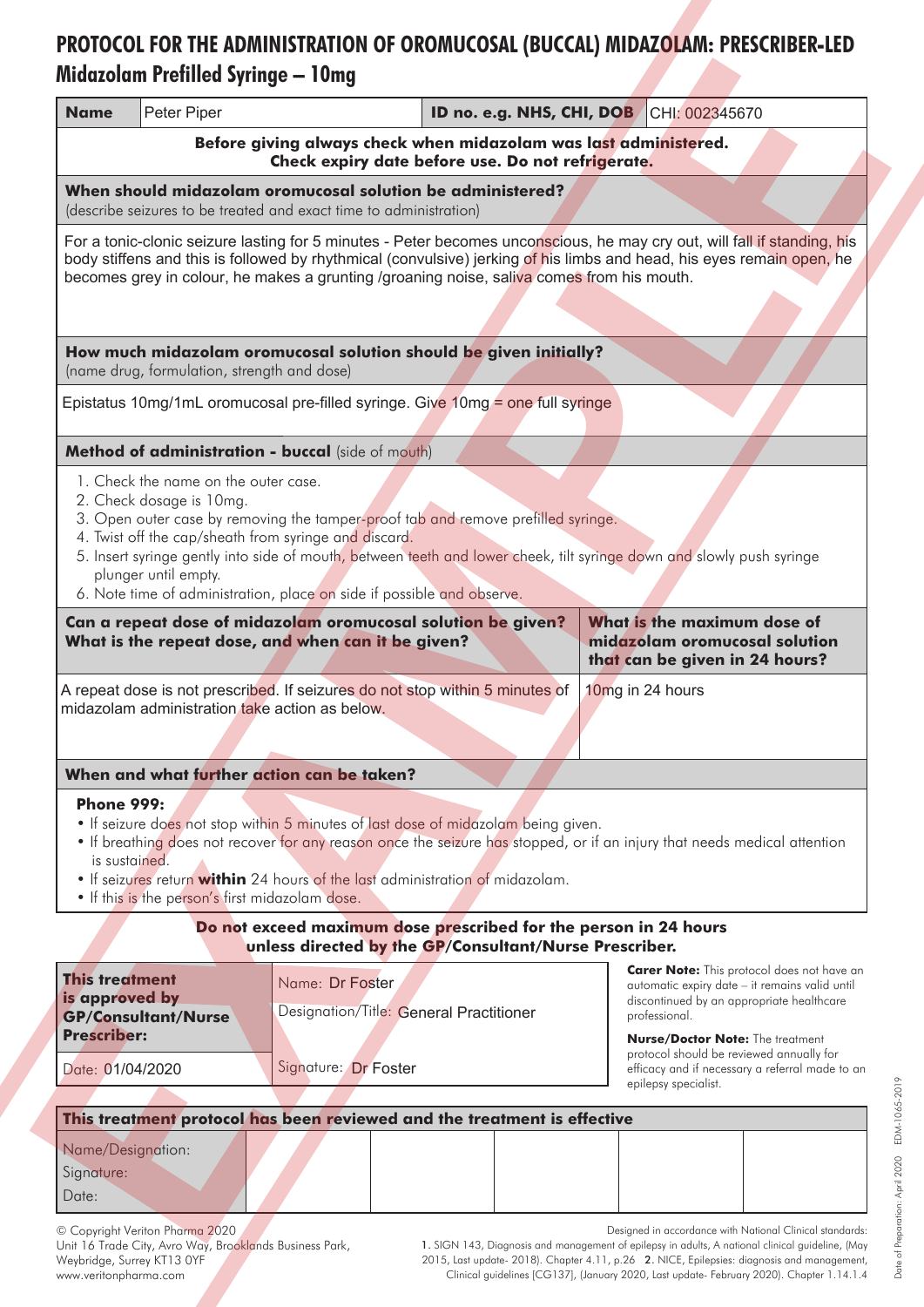# PROTOCOL FOR THE ADMINISTRATION OF OROMUCOSAL (BUCCAL) MIDAZOLAM: PRESCRIBER-LED

## Midazolam Prefilled Syringe – 10mg

| **Name** | Peter Piper | **ID no. e.g. NHS, CHI, DOB** | CHI: 002345670 |
|---|---|---|---|

**Before giving always check when midazolam was last administered. Check expiry date before use. Do not refrigerate.**

**When should midazolam oromucosal solution be administered?**
(describe seizures to be treated and exact time to administration)

For a tonic-clonic seizure lasting for 5 minutes - Peter becomes unconscious, he may cry out, will fall if standing, his body stiffens and this is followed by rhythmical (convulsive) jerking of his limbs and head, his eyes remain open, he becomes grey in colour, he makes a grunting /groaning noise, saliva comes from his mouth.

**How much midazolam oromucosal solution should be given initially?**
(name drug, formulation, strength and dose)

Epistatus 10mg/1mL oromucosal pre-filled syringe. Give 10mg = one full syringe

**Method of administration - buccal** (side of mouth)

1. Check the name on the outer case.
2. Check dosage is 10mg.
3. Open outer case by removing the tamper-proof tab and remove prefilled syringe.
4. Twist off the cap/sheath from syringe and discard.
5. Insert syringe gently into side of mouth, between teeth and lower cheek, tilt syringe down and slowly push syringe plunger until empty.
6. Note time of administration, place on side if possible and observe.

| **Can a repeat dose of midazolam oromucosal solution be given? What is the repeat dose, and when can it be given?** | **What is the maximum dose of midazolam oromucosal solution that can be given in 24 hours?** |
|---|---|
| A repeat dose is not prescribed. If seizures do not stop within 5 minutes of midazolam administration take action as below. | 10mg in 24 hours |

**When and what further action can be taken?**

**Phone 999:**

- If seizure does not stop within 5 minutes of last dose of midazolam being given.
- If breathing does not recover for any reason once the seizure has stopped, or if an injury that needs medical attention is sustained.
- If seizures return **within** 24 hours of the last administration of midazolam.
- If this is the person's first midazolam dose.

**Do not exceed maximum dose prescribed for the person in 24 hours unless directed by the GP/Consultant/Nurse Prescriber.**

| **This treatment is approved by GP/Consultant/Nurse Prescriber:** | Name: Dr Foster<br>Designation/Title: General Practitioner |
|---|---|
| Date: 01/04/2020 | Signature: Dr Foster |

**Carer Note:** This protocol does not have an automatic expiry date – it remains valid until discontinued by an appropriate healthcare professional.

**Nurse/Doctor Note:** The treatment protocol should be reviewed annually for efficacy and if necessary a referral made to an epilepsy specialist.

| **This treatment protocol has been reviewed and the treatment is effective** | | | | | |
|---|---|---|---|---|---|
| Name/Designation:<br>Signature:<br>Date: | | | | | |

© Copyright Veriton Pharma 2020
Unit 16 Trade City, Avro Way, Brooklands Business Park, Weybridge, Surrey KT13 0YF
www.veritonpharma.com

Designed in accordance with National Clinical standards: 1. SIGN 143, Diagnosis and management of epilepsy in adults, A national clinical guideline, (May 2015, Last update- 2018). Chapter 4.11, p.26 2. NICE, Epilepsies: diagnosis and management, Clinical guidelines [CG137], (January 2020, Last update- February 2020). Chapter 1.14.1.4

Date of Preparation: April 2020 EDM-1065-2019

SAMPLE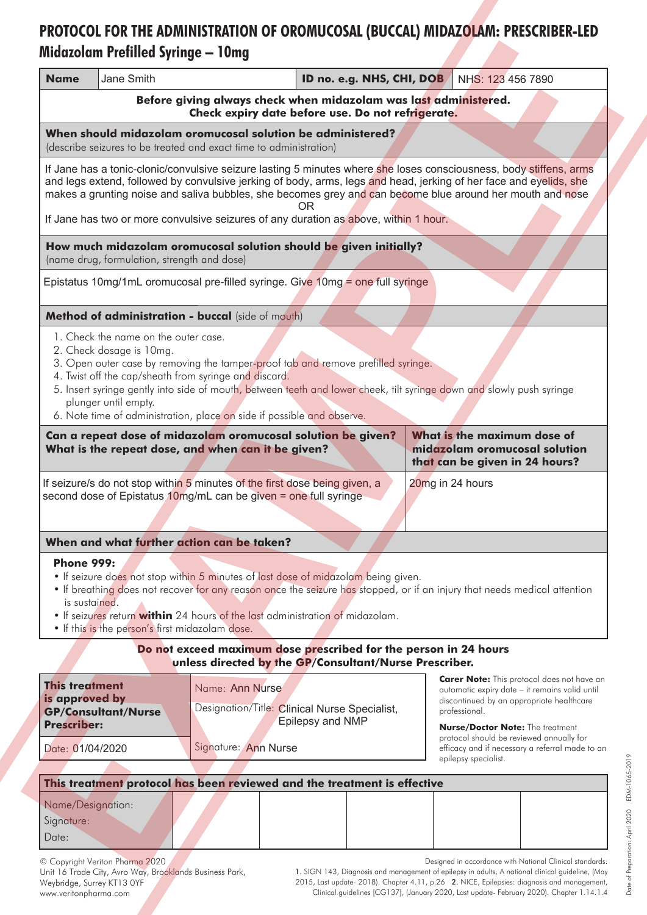# PROTOCOL FOR THE ADMINISTRATION OF OROMUCOSAL (BUCCAL) MIDAZOLAM: PRESCRIBER-LED

## Midazolam Prefilled Syringe – 10mg

| | | | |
|---|---|---|---|
| **Name** | Jane Smith | **ID no. e.g. NHS, CHI, DOB** | NHS: 123 456 7890 |

**Before giving always check when midazolam was last administered. Check expiry date before use. Do not refrigerate.**

**When should midazolam oromucosal solution be administered?**
(describe seizures to be treated and exact time to administration)

If Jane has a tonic-clonic/convulsive seizure lasting 5 minutes where she loses consciousness, body stiffens, arms and legs extend, followed by convulsive jerking of body, arms, legs and head, jerking of her face and eyelids, she makes a grunting noise and saliva bubbles, she becomes grey and can become blue around her mouth and nose

OR

If Jane has two or more convulsive seizures of any duration as above, within 1 hour.

**How much midazolam oromucosal solution should be given initially?**
(name drug, formulation, strength and dose)

Epistatus 10mg/1mL oromucosal pre-filled syringe. Give 10mg = one full syringe

**Method of administration - buccal** (side of mouth)

1. Check the name on the outer case.
2. Check dosage is 10mg.
3. Open outer case by removing the tamper-proof tab and remove prefilled syringe.
4. Twist off the cap/sheath from syringe and discard.
5. Insert syringe gently into side of mouth, between teeth and lower cheek, tilt syringe down and slowly push syringe plunger until empty.
6. Note time of administration, place on side if possible and observe.

| **Can a repeat dose of midazolam oromucosal solution be given? What is the repeat dose, and when can it be given?** | **What is the maximum dose of midazolam oromucosal solution that can be given in 24 hours?** |
|---|---|
| If seizure/s do not stop within 5 minutes of the first dose being given, a second dose of Epistatus 10mg/mL can be given = one full syringe | 20mg in 24 hours |

**When and what further action can be taken?**

**Phone 999:**

- If seizure does not stop within 5 minutes of last dose of midazolam being given.
- If breathing does not recover for any reason once the seizure has stopped, or if an injury that needs medical attention is sustained.
- If seizures return **within** 24 hours of the last administration of midazolam.
- If this is the person's first midazolam dose.

**Do not exceed maximum dose prescribed for the person in 24 hours unless directed by the GP/Consultant/Nurse Prescriber.**

| | |
|---|---|
| **This treatment is approved by GP/Consultant/Nurse Prescriber:** | Name: Ann Nurse<br>Designation/Title: Clinical Nurse Specialist, Epilepsy and NMP |
| Date: 01/04/2020 | Signature: Ann Nurse |

**Carer Note:** This protocol does not have an automatic expiry date – it remains valid until discontinued by an appropriate healthcare professional.

**Nurse/Doctor Note:** The treatment protocol should be reviewed annually for efficacy and if necessary a referral made to an epilepsy specialist.

| **This treatment protocol has been reviewed and the treatment is effective** | | | | | |
|---|---|---|---|---|---|
| Name/Designation: | | | | | |
| Signature: | | | | | |
| Date: | | | | | |

© Copyright Veriton Pharma 2020
Unit 16 Trade City, Avro Way, Brooklands Business Park, Weybridge, Surrey KT13 0YF
www.veritonpharma.com

Designed in accordance with National Clinical standards: 1. SIGN 143, Diagnosis and management of epilepsy in adults, A national clinical guideline, (May 2015, Last update- 2018). Chapter 4.11, p.26 2. NICE, Epilepsies: diagnosis and management, Clinical guidelines [CG137], (January 2020, Last update- February 2020). Chapter 1.14.1.4

Date of Preparation: April 2020 EDM-1065-2019